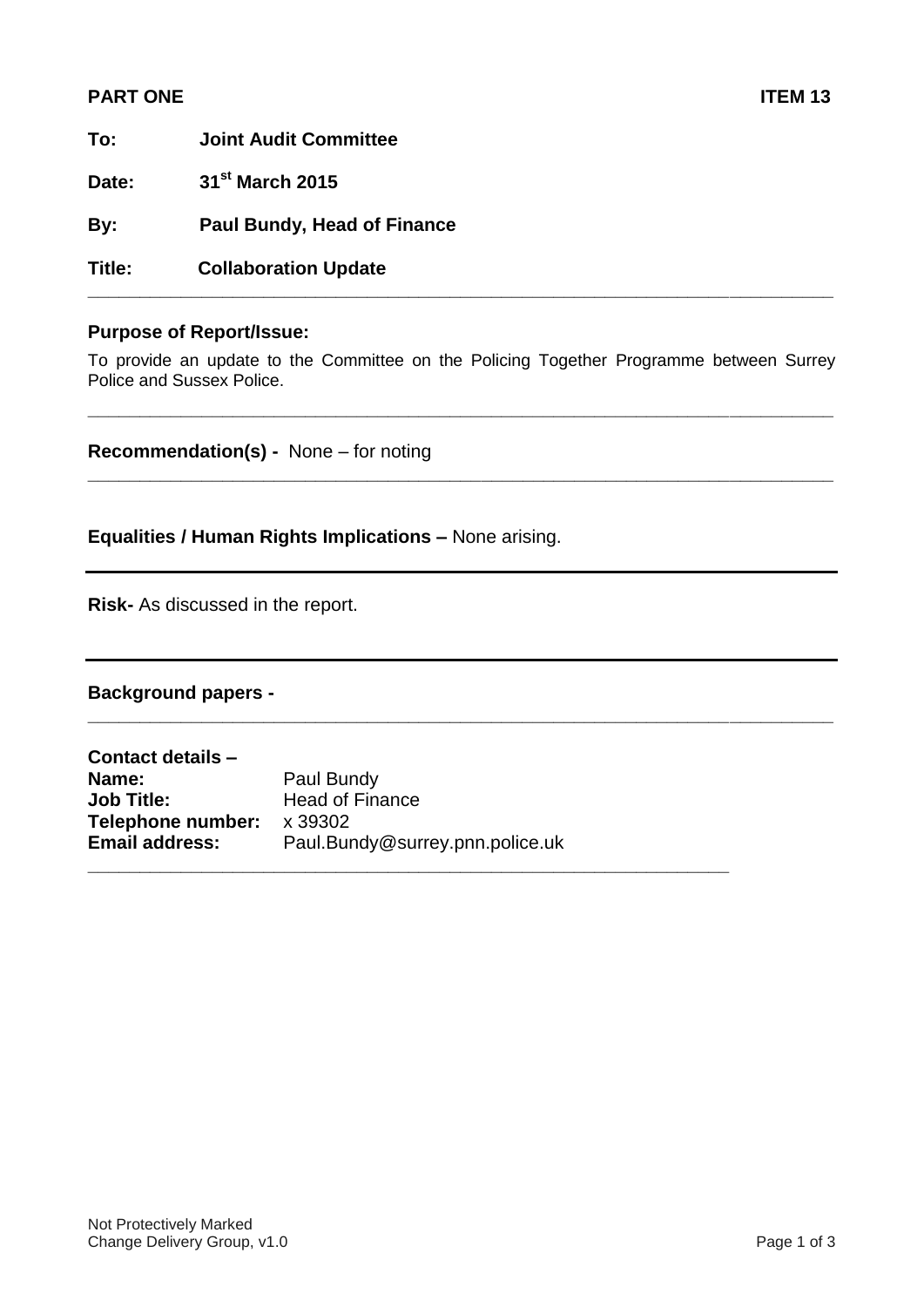**PART ONE** **ITEM 13**

**To:** **Joint Audit Committee**

**Date:** **31st March 2015**

**By:** **Paul Bundy, Head of Finance**

**Title:** **Collaboration Update**

---

**Purpose of Report/Issue:**

To provide an update to the Committee on the Policing Together Programme between Surrey Police and Sussex Police.

---

**Recommendation(s) -** None – for noting

---

**Equalities / Human Rights Implications –** None arising.

---

**Risk-** As discussed in the report.

---

**Background papers -**

---

**Contact details –**
**Name:** Paul Bundy
**Job Title:** Head of Finance
**Telephone number:** x 39302
**Email address:** Paul.Bundy@surrey.pnn.police.uk

---

Not Protectively Marked
Change Delivery Group, v1.0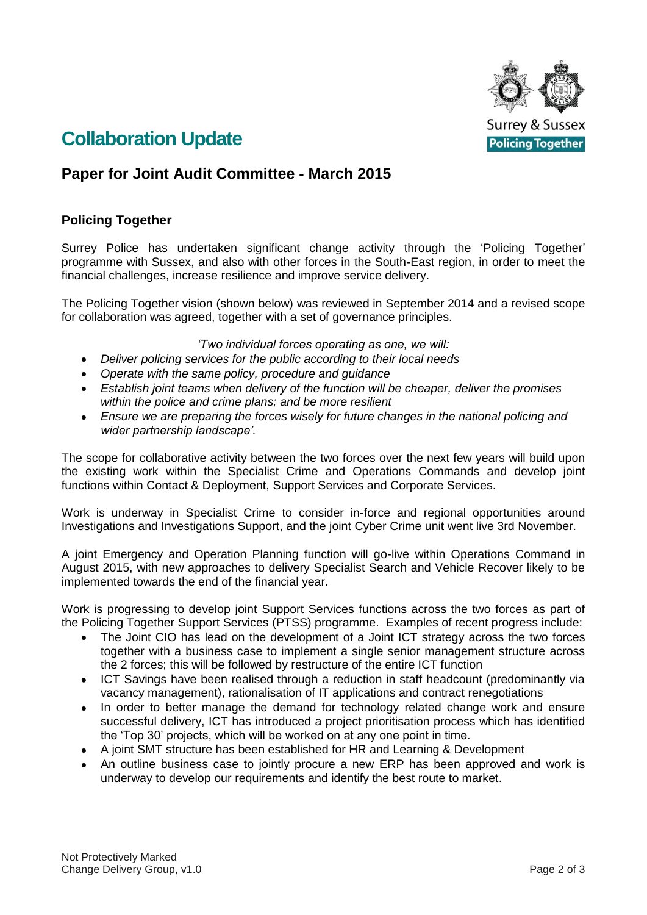# Collaboration Update

## Paper for Joint Audit Committee - March 2015

### Policing Together

Surrey Police has undertaken significant change activity through the 'Policing Together' programme with Sussex, and also with other forces in the South-East region, in order to meet the financial challenges, increase resilience and improve service delivery.

The Policing Together vision (shown below) was reviewed in September 2014 and a revised scope for collaboration was agreed, together with a set of governance principles.

*'Two individual forces operating as one, we will:*

- *Deliver policing services for the public according to their local needs*
- *Operate with the same policy, procedure and guidance*
- *Establish joint teams when delivery of the function will be cheaper, deliver the promises within the police and crime plans; and be more resilient*
- *Ensure we are preparing the forces wisely for future changes in the national policing and wider partnership landscape'.*

The scope for collaborative activity between the two forces over the next few years will build upon the existing work within the Specialist Crime and Operations Commands and develop joint functions within Contact & Deployment, Support Services and Corporate Services.

Work is underway in Specialist Crime to consider in-force and regional opportunities around Investigations and Investigations Support, and the joint Cyber Crime unit went live 3rd November.

A joint Emergency and Operation Planning function will go-live within Operations Command in August 2015, with new approaches to delivery Specialist Search and Vehicle Recover likely to be implemented towards the end of the financial year.

Work is progressing to develop joint Support Services functions across the two forces as part of the Policing Together Support Services (PTSS) programme. Examples of recent progress include:

- The Joint CIO has lead on the development of a Joint ICT strategy across the two forces together with a business case to implement a single senior management structure across the 2 forces; this will be followed by restructure of the entire ICT function
- ICT Savings have been realised through a reduction in staff headcount (predominantly via vacancy management), rationalisation of IT applications and contract renegotiations
- In order to better manage the demand for technology related change work and ensure successful delivery, ICT has introduced a project prioritisation process which has identified the 'Top 30' projects, which will be worked on at any one point in time.
- A joint SMT structure has been established for HR and Learning & Development
- An outline business case to jointly procure a new ERP has been approved and work is underway to develop our requirements and identify the best route to market.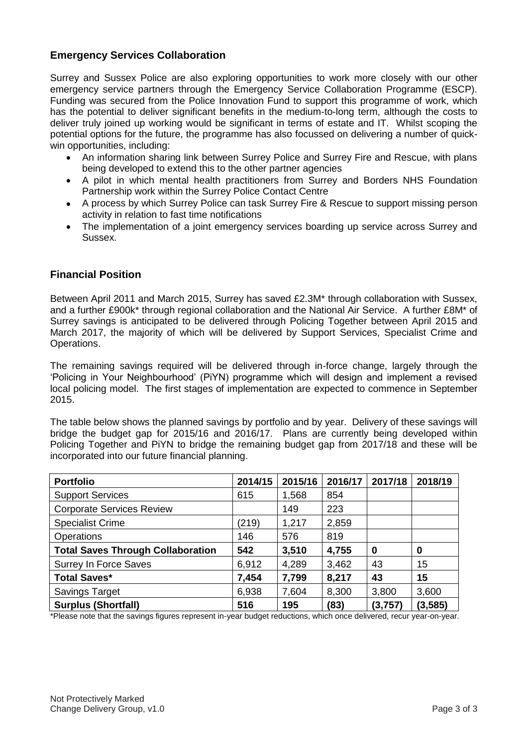## Emergency Services Collaboration

Surrey and Sussex Police are also exploring opportunities to work more closely with our other emergency service partners through the Emergency Service Collaboration Programme (ESCP). Funding was secured from the Police Innovation Fund to support this programme of work, which has the potential to deliver significant benefits in the medium-to-long term, although the costs to deliver truly joined up working would be significant in terms of estate and IT. Whilst scoping the potential options for the future, the programme has also focussed on delivering a number of quick-win opportunities, including:

- An information sharing link between Surrey Police and Surrey Fire and Rescue, with plans being developed to extend this to the other partner agencies
- A pilot in which mental health practitioners from Surrey and Borders NHS Foundation Partnership work within the Surrey Police Contact Centre
- A process by which Surrey Police can task Surrey Fire & Rescue to support missing person activity in relation to fast time notifications
- The implementation of a joint emergency services boarding up service across Surrey and Sussex.

## Financial Position

Between April 2011 and March 2015, Surrey has saved £2.3M* through collaboration with Sussex, and a further £900k* through regional collaboration and the National Air Service. A further £8M* of Surrey savings is anticipated to be delivered through Policing Together between April 2015 and March 2017, the majority of which will be delivered by Support Services, Specialist Crime and Operations.

The remaining savings required will be delivered through in-force change, largely through the 'Policing in Your Neighbourhood' (PiYN) programme which will design and implement a revised local policing model. The first stages of implementation are expected to commence in September 2015.

The table below shows the planned savings by portfolio and by year. Delivery of these savings will bridge the budget gap for 2015/16 and 2016/17. Plans are currently being developed within Policing Together and PiYN to bridge the remaining budget gap from 2017/18 and these will be incorporated into our future financial planning.

| Portfolio | 2014/15 | 2015/16 | 2016/17 | 2017/18 | 2018/19 |
|---|---|---|---|---|---|
| Support Services | 615 | 1,568 | 854 | | |
| Corporate Services Review | | 149 | 223 | | |
| Specialist Crime | (219) | 1,217 | 2,859 | | |
| Operations | 146 | 576 | 819 | | |
| **Total Saves Through Collaboration** | **542** | **3,510** | **4,755** | **0** | **0** |
| Surrey In Force Saves | 6,912 | 4,289 | 3,462 | 43 | 15 |
| **Total Saves*** | **7,454** | **7,799** | **8,217** | **43** | **15** |
| Savings Target | 6,938 | 7,604 | 8,300 | 3,800 | 3,600 |
| **Surplus (Shortfall)** | **516** | **195** | **(83)** | **(3,757)** | **(3,585)** |

*Please note that the savings figures represent in-year budget reductions, which once delivered, recur year-on-year.

Not Protectively Marked
Change Delivery Group, v1.0